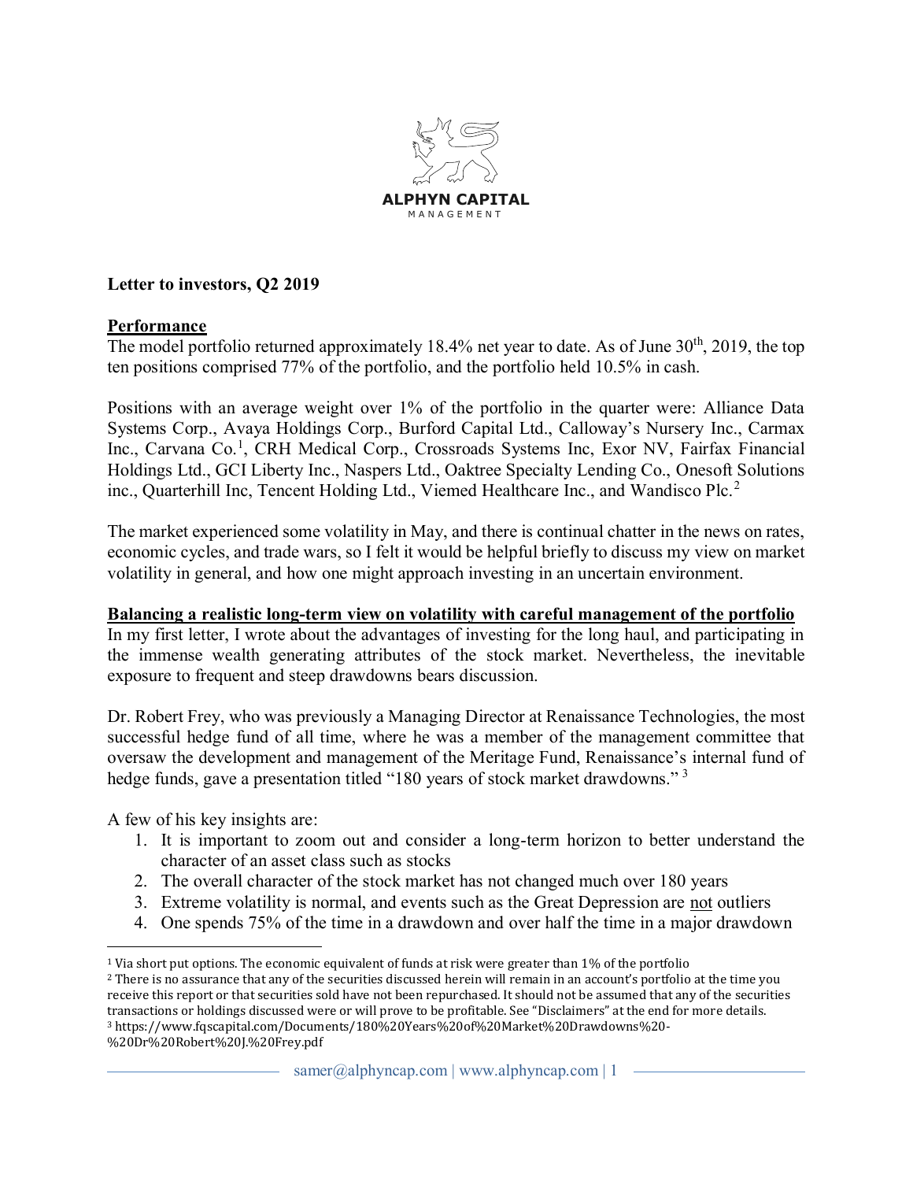ALPHYN CAPITAL
MANAGEMENT

**Letter to investors, Q2 2019**

## Performance

The model portfolio returned approximately 18.4% net year to date. As of June 30th, 2019, the top ten positions comprised 77% of the portfolio, and the portfolio held 10.5% in cash.

Positions with an average weight over 1% of the portfolio in the quarter were: Alliance Data Systems Corp., Avaya Holdings Corp., Burford Capital Ltd., Calloway's Nursery Inc., Carmax Inc., Carvana Co.[1], CRH Medical Corp., Crossroads Systems Inc, Exor NV, Fairfax Financial Holdings Ltd., GCI Liberty Inc., Naspers Ltd., Oaktree Specialty Lending Co., Onesoft Solutions inc., Quarterhill Inc, Tencent Holding Ltd., Viemed Healthcare Inc., and Wandisco Plc.[2]

The market experienced some volatility in May, and there is continual chatter in the news on rates, economic cycles, and trade wars, so I felt it would be helpful briefly to discuss my view on market volatility in general, and how one might approach investing in an uncertain environment.

## Balancing a realistic long-term view on volatility with careful management of the portfolio

In my first letter, I wrote about the advantages of investing for the long haul, and participating in the immense wealth generating attributes of the stock market. Nevertheless, the inevitable exposure to frequent and steep drawdowns bears discussion.

Dr. Robert Frey, who was previously a Managing Director at Renaissance Technologies, the most successful hedge fund of all time, where he was a member of the management committee that oversaw the development and management of the Meritage Fund, Renaissance's internal fund of hedge funds, gave a presentation titled "180 years of stock market drawdowns."[3]

A few of his key insights are:

1. It is important to zoom out and consider a long-term horizon to better understand the character of an asset class such as stocks
2. The overall character of the stock market has not changed much over 180 years
3. Extreme volatility is normal, and events such as the Great Depression are <u>not</u> outliers
4. One spends 75% of the time in a drawdown and over half the time in a major drawdown

---

[1] Via short put options. The economic equivalent of funds at risk were greater than 1% of the portfolio

[2] There is no assurance that any of the securities discussed herein will remain in an account's portfolio at the time you receive this report or that securities sold have not been repurchased. It should not be assumed that any of the securities transactions or holdings discussed were or will prove to be profitable. See "Disclaimers" at the end for more details.

[3] https://www.fqscapital.com/Documents/180%20Years%20of%20Market%20Drawdowns%20-%20Dr%20Robert%20J.%20Frey.pdf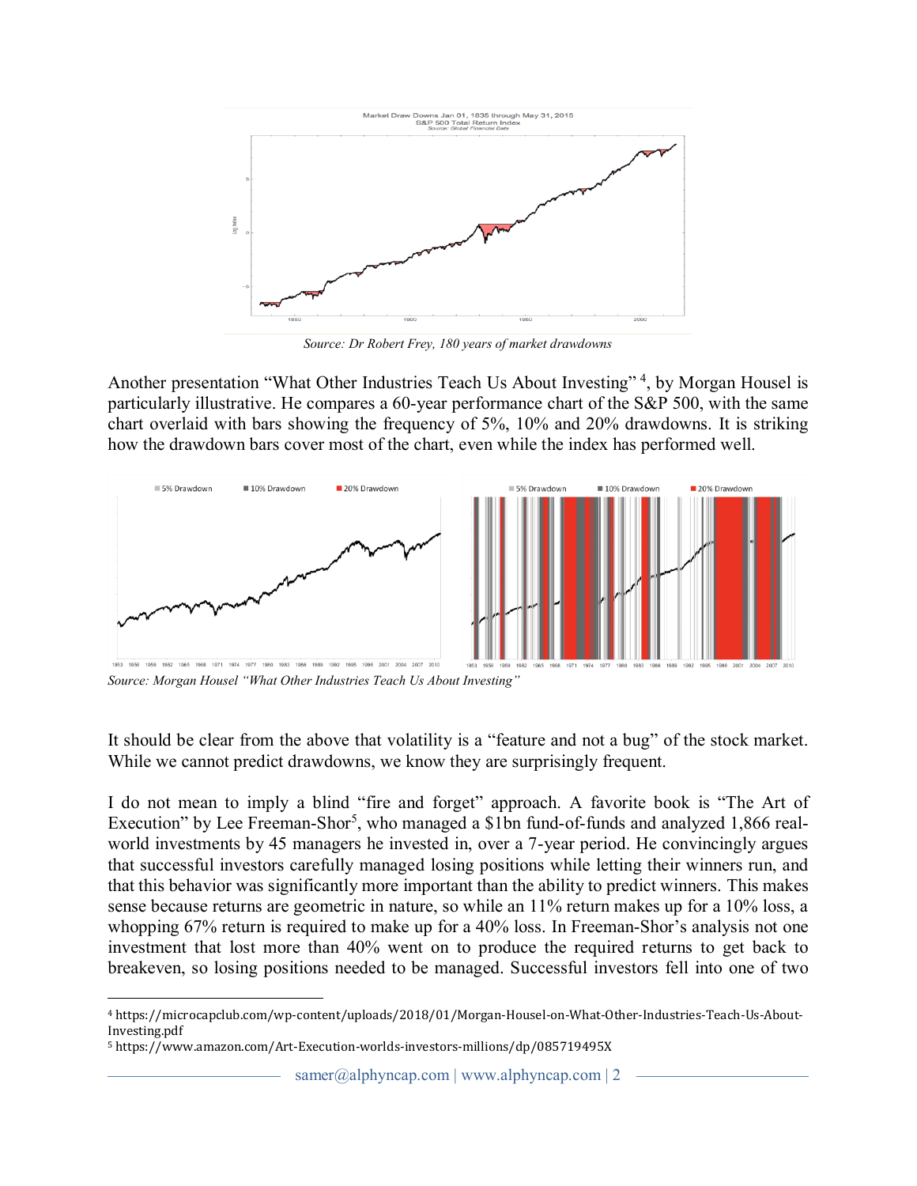*Source: Dr Robert Frey, 180 years of market drawdowns*

Another presentation "What Other Industries Teach Us About Investing" [4], by Morgan Housel is particularly illustrative. He compares a 60-year performance chart of the S&P 500, with the same chart overlaid with bars showing the frequency of 5%, 10% and 20% drawdowns. It is striking how the drawdown bars cover most of the chart, even while the index has performed well.

*Source: Morgan Housel "What Other Industries Teach Us About Investing"*

It should be clear from the above that volatility is a "feature and not a bug" of the stock market. While we cannot predict drawdowns, we know they are surprisingly frequent.

I do not mean to imply a blind "fire and forget" approach. A favorite book is "The Art of Execution" by Lee Freeman-Shor[5], who managed a $1bn fund-of-funds and analyzed 1,866 real-world investments by 45 managers he invested in, over a 7-year period. He convincingly argues that successful investors carefully managed losing positions while letting their winners run, and that this behavior was significantly more important than the ability to predict winners. This makes sense because returns are geometric in nature, so while an 11% return makes up for a 10% loss, a whopping 67% return is required to make up for a 40% loss. In Freeman-Shor's analysis not one investment that lost more than 40% went on to produce the required returns to get back to breakeven, so losing positions needed to be managed. Successful investors fell into one of two

---

[4] https://microcapclub.com/wp-content/uploads/2018/01/Morgan-Housel-on-What-Other-Industries-Teach-Us-About-Investing.pdf

[5] https://www.amazon.com/Art-Execution-worlds-investors-millions/dp/085719495X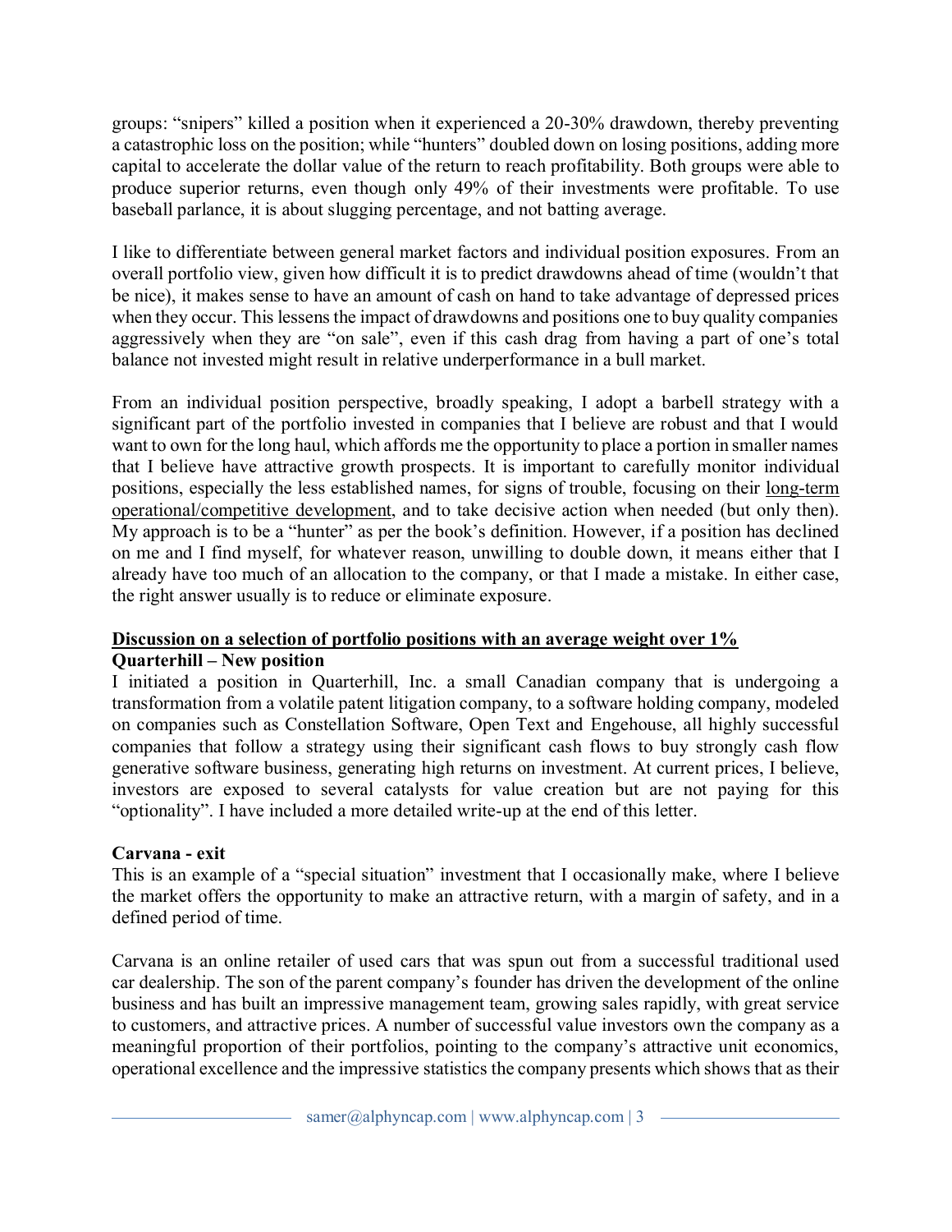groups: "snipers" killed a position when it experienced a 20-30% drawdown, thereby preventing a catastrophic loss on the position; while "hunters" doubled down on losing positions, adding more capital to accelerate the dollar value of the return to reach profitability. Both groups were able to produce superior returns, even though only 49% of their investments were profitable. To use baseball parlance, it is about slugging percentage, and not batting average.

I like to differentiate between general market factors and individual position exposures. From an overall portfolio view, given how difficult it is to predict drawdowns ahead of time (wouldn't that be nice), it makes sense to have an amount of cash on hand to take advantage of depressed prices when they occur. This lessens the impact of drawdowns and positions one to buy quality companies aggressively when they are "on sale", even if this cash drag from having a part of one's total balance not invested might result in relative underperformance in a bull market.

From an individual position perspective, broadly speaking, I adopt a barbell strategy with a significant part of the portfolio invested in companies that I believe are robust and that I would want to own for the long haul, which affords me the opportunity to place a portion in smaller names that I believe have attractive growth prospects. It is important to carefully monitor individual positions, especially the less established names, for signs of trouble, focusing on their <u>long-term operational/competitive development</u>, and to take decisive action when needed (but only then). My approach is to be a "hunter" as per the book's definition. However, if a position has declined on me and I find myself, for whatever reason, unwilling to double down, it means either that I already have too much of an allocation to the company, or that I made a mistake. In either case, the right answer usually is to reduce or eliminate exposure.

**<u>Discussion on a selection of portfolio positions with an average weight over 1%</u>**

**Quarterhill – New position**

I initiated a position in Quarterhill, Inc. a small Canadian company that is undergoing a transformation from a volatile patent litigation company, to a software holding company, modeled on companies such as Constellation Software, Open Text and Engehouse, all highly successful companies that follow a strategy using their significant cash flows to buy strongly cash flow generative software business, generating high returns on investment. At current prices, I believe, investors are exposed to several catalysts for value creation but are not paying for this "optionality". I have included a more detailed write-up at the end of this letter.

**Carvana - exit**

This is an example of a "special situation" investment that I occasionally make, where I believe the market offers the opportunity to make an attractive return, with a margin of safety, and in a defined period of time.

Carvana is an online retailer of used cars that was spun out from a successful traditional used car dealership. The son of the parent company's founder has driven the development of the online business and has built an impressive management team, growing sales rapidly, with great service to customers, and attractive prices. A number of successful value investors own the company as a meaningful proportion of their portfolios, pointing to the company's attractive unit economics, operational excellence and the impressive statistics the company presents which shows that as their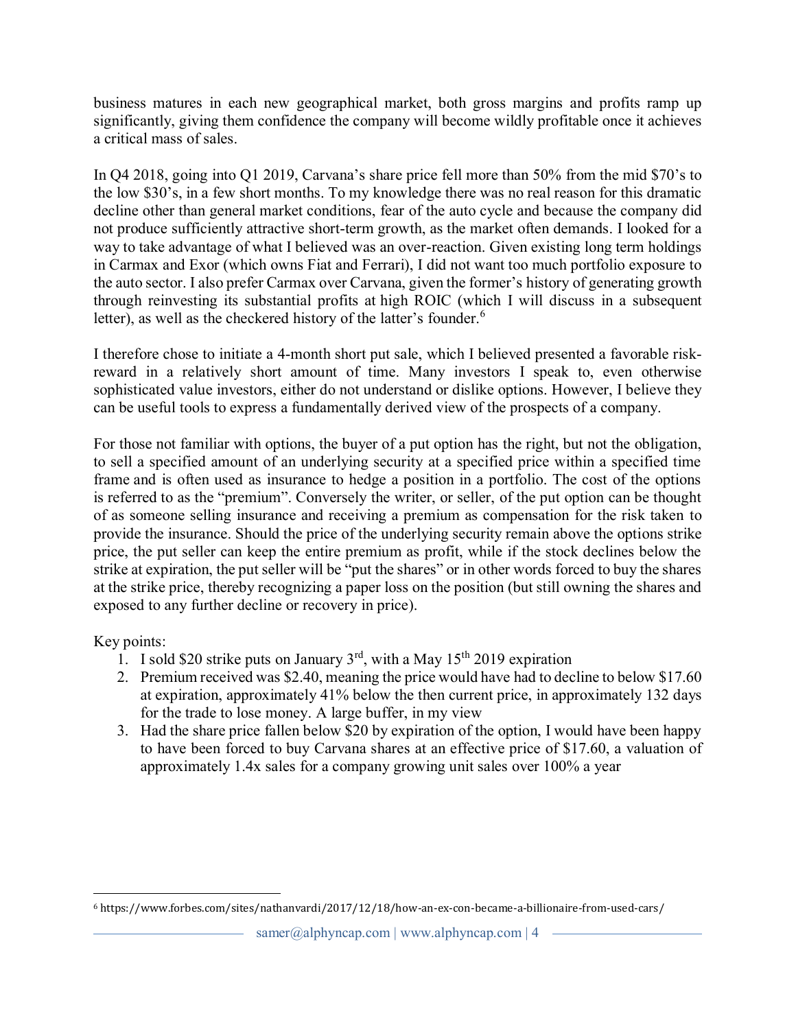business matures in each new geographical market, both gross margins and profits ramp up significantly, giving them confidence the company will become wildly profitable once it achieves a critical mass of sales.

In Q4 2018, going into Q1 2019, Carvana's share price fell more than 50% from the mid $70's to the low $30's, in a few short months. To my knowledge there was no real reason for this dramatic decline other than general market conditions, fear of the auto cycle and because the company did not produce sufficiently attractive short-term growth, as the market often demands. I looked for a way to take advantage of what I believed was an over-reaction. Given existing long term holdings in Carmax and Exor (which owns Fiat and Ferrari), I did not want too much portfolio exposure to the auto sector. I also prefer Carmax over Carvana, given the former's history of generating growth through reinvesting its substantial profits at high ROIC (which I will discuss in a subsequent letter), as well as the checkered history of the latter's founder.[6]

I therefore chose to initiate a 4-month short put sale, which I believed presented a favorable risk-reward in a relatively short amount of time. Many investors I speak to, even otherwise sophisticated value investors, either do not understand or dislike options. However, I believe they can be useful tools to express a fundamentally derived view of the prospects of a company.

For those not familiar with options, the buyer of a put option has the right, but not the obligation, to sell a specified amount of an underlying security at a specified price within a specified time frame and is often used as insurance to hedge a position in a portfolio. The cost of the options is referred to as the "premium". Conversely the writer, or seller, of the put option can be thought of as someone selling insurance and receiving a premium as compensation for the risk taken to provide the insurance. Should the price of the underlying security remain above the options strike price, the put seller can keep the entire premium as profit, while if the stock declines below the strike at expiration, the put seller will be "put the shares" or in other words forced to buy the shares at the strike price, thereby recognizing a paper loss on the position (but still owning the shares and exposed to any further decline or recovery in price).

Key points:

1. I sold $20 strike puts on January 3rd, with a May 15th 2019 expiration
2. Premium received was $2.40, meaning the price would have had to decline to below $17.60 at expiration, approximately 41% below the then current price, in approximately 132 days for the trade to lose money. A large buffer, in my view
3. Had the share price fallen below $20 by expiration of the option, I would have been happy to have been forced to buy Carvana shares at an effective price of $17.60, a valuation of approximately 1.4x sales for a company growing unit sales over 100% a year

[6] https://www.forbes.com/sites/nathanvardi/2017/12/18/how-an-ex-con-became-a-billionaire-from-used-cars/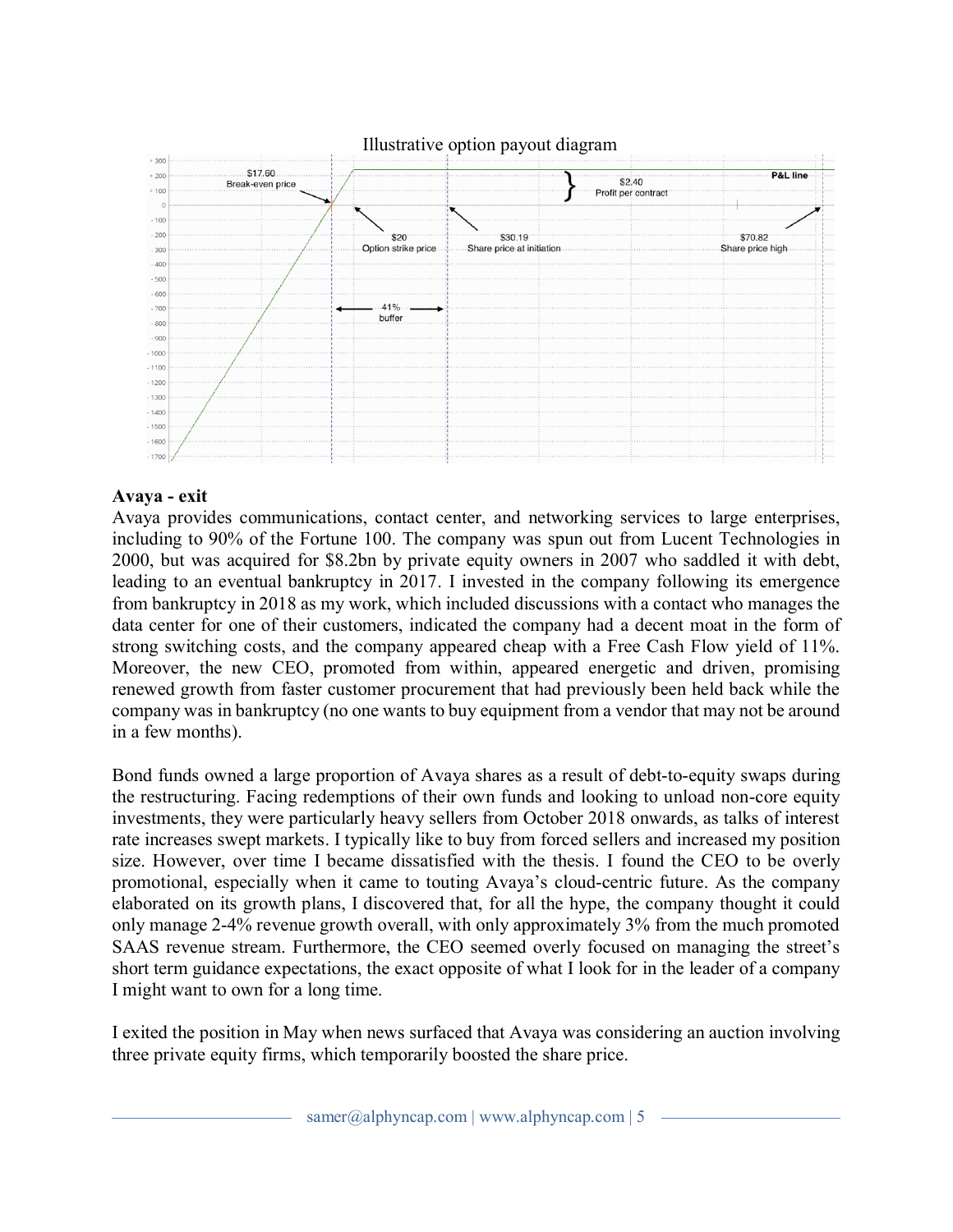Illustrative option payout diagram

$17.60 Break-even price

$20 Option strike price

$30.19 Share price at initiation

$70.82 Share price high

$2.40 Profit per contract

41% buffer

P&L line

**Avaya - exit**

Avaya provides communications, contact center, and networking services to large enterprises, including to 90% of the Fortune 100. The company was spun out from Lucent Technologies in 2000, but was acquired for $8.2bn by private equity owners in 2007 who saddled it with debt, leading to an eventual bankruptcy in 2017. I invested in the company following its emergence from bankruptcy in 2018 as my work, which included discussions with a contact who manages the data center for one of their customers, indicated the company had a decent moat in the form of strong switching costs, and the company appeared cheap with a Free Cash Flow yield of 11%. Moreover, the new CEO, promoted from within, appeared energetic and driven, promising renewed growth from faster customer procurement that had previously been held back while the company was in bankruptcy (no one wants to buy equipment from a vendor that may not be around in a few months).

Bond funds owned a large proportion of Avaya shares as a result of debt-to-equity swaps during the restructuring. Facing redemptions of their own funds and looking to unload non-core equity investments, they were particularly heavy sellers from October 2018 onwards, as talks of interest rate increases swept markets. I typically like to buy from forced sellers and increased my position size. However, over time I became dissatisfied with the thesis. I found the CEO to be overly promotional, especially when it came to touting Avaya's cloud-centric future. As the company elaborated on its growth plans, I discovered that, for all the hype, the company thought it could only manage 2-4% revenue growth overall, with only approximately 3% from the much promoted SAAS revenue stream. Furthermore, the CEO seemed overly focused on managing the street's short term guidance expectations, the exact opposite of what I look for in the leader of a company I might want to own for a long time.

I exited the position in May when news surfaced that Avaya was considering an auction involving three private equity firms, which temporarily boosted the share price.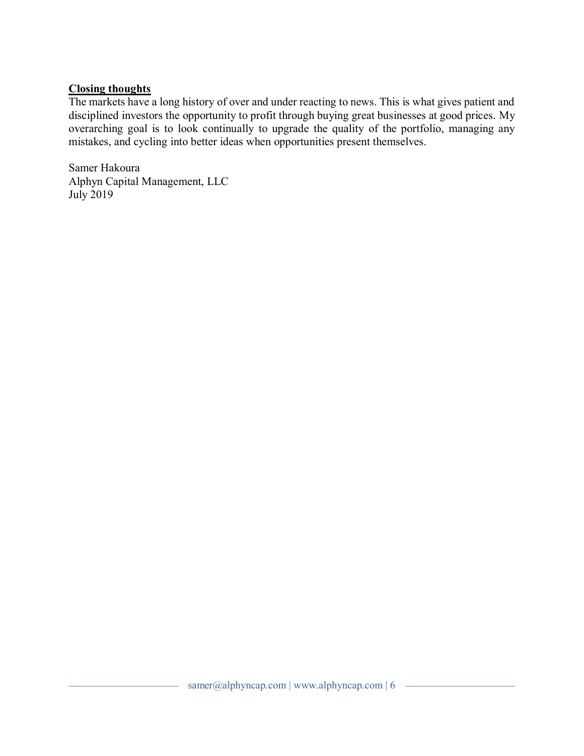**Closing thoughts**

The markets have a long history of over and under reacting to news. This is what gives patient and disciplined investors the opportunity to profit through buying great businesses at good prices. My overarching goal is to look continually to upgrade the quality of the portfolio, managing any mistakes, and cycling into better ideas when opportunities present themselves.

Samer Hakoura
Alphyn Capital Management, LLC
July 2019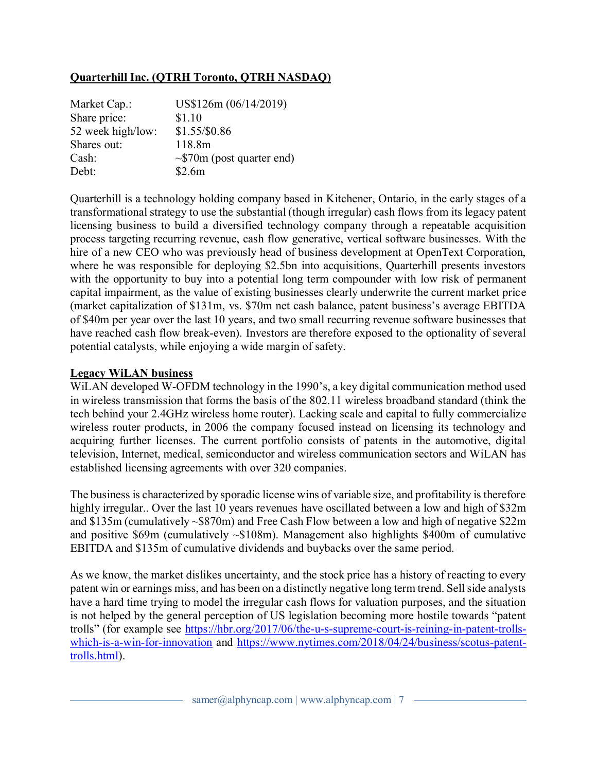**Quarterhill Inc. (QTRH Toronto, QTRH NASDAQ)**

| | |
|---|---|
| Market Cap.: | US$126m (06/14/2019) |
| Share price: | $1.10 |
| 52 week high/low: | $1.55/$0.86 |
| Shares out: | 118.8m |
| Cash: | ~$70m (post quarter end) |
| Debt: | $2.6m |

Quarterhill is a technology holding company based in Kitchener, Ontario, in the early stages of a transformational strategy to use the substantial (though irregular) cash flows from its legacy patent licensing business to build a diversified technology company through a repeatable acquisition process targeting recurring revenue, cash flow generative, vertical software businesses. With the hire of a new CEO who was previously head of business development at OpenText Corporation, where he was responsible for deploying $2.5bn into acquisitions, Quarterhill presents investors with the opportunity to buy into a potential long term compounder with low risk of permanent capital impairment, as the value of existing businesses clearly underwrite the current market price (market capitalization of $131m, vs. $70m net cash balance, patent business's average EBITDA of $40m per year over the last 10 years, and two small recurring revenue software businesses that have reached cash flow break-even). Investors are therefore exposed to the optionality of several potential catalysts, while enjoying a wide margin of safety.

**Legacy WiLAN business**

WiLAN developed W-OFDM technology in the 1990's, a key digital communication method used in wireless transmission that forms the basis of the 802.11 wireless broadband standard (think the tech behind your 2.4GHz wireless home router). Lacking scale and capital to fully commercialize wireless router products, in 2006 the company focused instead on licensing its technology and acquiring further licenses. The current portfolio consists of patents in the automotive, digital television, Internet, medical, semiconductor and wireless communication sectors and WiLAN has established licensing agreements with over 320 companies.

The business is characterized by sporadic license wins of variable size, and profitability is therefore highly irregular.. Over the last 10 years revenues have oscillated between a low and high of $32m and $135m (cumulatively ~$870m) and Free Cash Flow between a low and high of negative $22m and positive $69m (cumulatively ~$108m). Management also highlights $400m of cumulative EBITDA and $135m of cumulative dividends and buybacks over the same period.

As we know, the market dislikes uncertainty, and the stock price has a history of reacting to every patent win or earnings miss, and has been on a distinctly negative long term trend. Sell side analysts have a hard time trying to model the irregular cash flows for valuation purposes, and the situation is not helped by the general perception of US legislation becoming more hostile towards "patent trolls" (for example see [https://hbr.org/2017/06/the-u-s-supreme-court-is-reining-in-patent-trolls-which-is-a-win-for-innovation](https://hbr.org/2017/06/the-u-s-supreme-court-is-reining-in-patent-trolls-which-is-a-win-for-innovation) and [https://www.nytimes.com/2018/04/24/business/scotus-patent-trolls.html](https://www.nytimes.com/2018/04/24/business/scotus-patent-trolls.html)).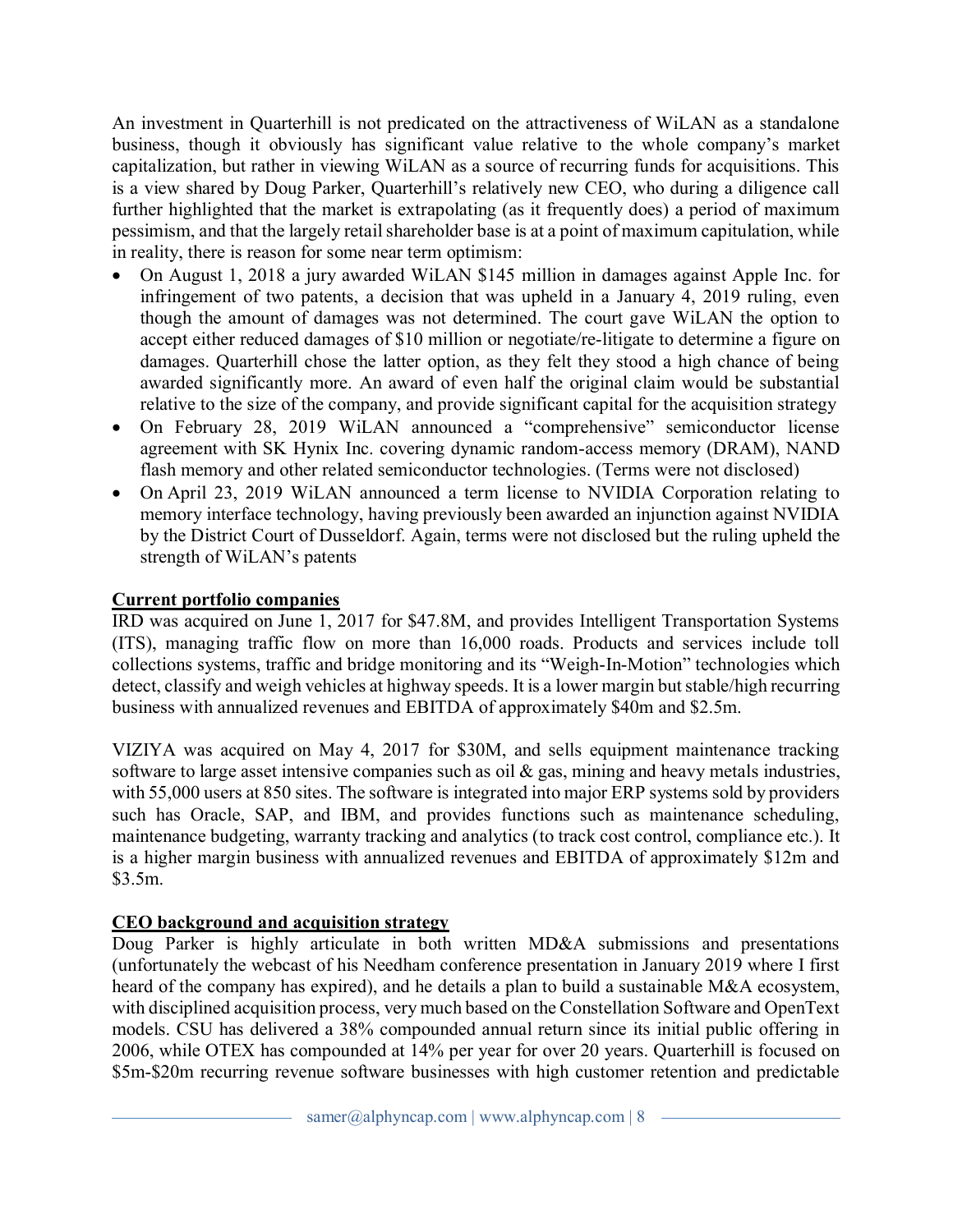An investment in Quarterhill is not predicated on the attractiveness of WiLAN as a standalone business, though it obviously has significant value relative to the whole company's market capitalization, but rather in viewing WiLAN as a source of recurring funds for acquisitions. This is a view shared by Doug Parker, Quarterhill's relatively new CEO, who during a diligence call further highlighted that the market is extrapolating (as it frequently does) a period of maximum pessimism, and that the largely retail shareholder base is at a point of maximum capitulation, while in reality, there is reason for some near term optimism:

- On August 1, 2018 a jury awarded WiLAN $145 million in damages against Apple Inc. for infringement of two patents, a decision that was upheld in a January 4, 2019 ruling, even though the amount of damages was not determined. The court gave WiLAN the option to accept either reduced damages of $10 million or negotiate/re-litigate to determine a figure on damages. Quarterhill chose the latter option, as they felt they stood a high chance of being awarded significantly more. An award of even half the original claim would be substantial relative to the size of the company, and provide significant capital for the acquisition strategy
- On February 28, 2019 WiLAN announced a "comprehensive" semiconductor license agreement with SK Hynix Inc. covering dynamic random-access memory (DRAM), NAND flash memory and other related semiconductor technologies. (Terms were not disclosed)
- On April 23, 2019 WiLAN announced a term license to NVIDIA Corporation relating to memory interface technology, having previously been awarded an injunction against NVIDIA by the District Court of Dusseldorf. Again, terms were not disclosed but the ruling upheld the strength of WiLAN's patents

**Current portfolio companies**

IRD was acquired on June 1, 2017 for $47.8M, and provides Intelligent Transportation Systems (ITS), managing traffic flow on more than 16,000 roads. Products and services include toll collections systems, traffic and bridge monitoring and its "Weigh-In-Motion" technologies which detect, classify and weigh vehicles at highway speeds. It is a lower margin but stable/high recurring business with annualized revenues and EBITDA of approximately $40m and $2.5m.

VIZIYA was acquired on May 4, 2017 for $30M, and sells equipment maintenance tracking software to large asset intensive companies such as oil & gas, mining and heavy metals industries, with 55,000 users at 850 sites. The software is integrated into major ERP systems sold by providers such has Oracle, SAP, and IBM, and provides functions such as maintenance scheduling, maintenance budgeting, warranty tracking and analytics (to track cost control, compliance etc.). It is a higher margin business with annualized revenues and EBITDA of approximately $12m and $3.5m.

**CEO background and acquisition strategy**

Doug Parker is highly articulate in both written MD&A submissions and presentations (unfortunately the webcast of his Needham conference presentation in January 2019 where I first heard of the company has expired), and he details a plan to build a sustainable M&A ecosystem, with disciplined acquisition process, very much based on the Constellation Software and OpenText models. CSU has delivered a 38% compounded annual return since its initial public offering in 2006, while OTEX has compounded at 14% per year for over 20 years. Quarterhill is focused on $5m-$20m recurring revenue software businesses with high customer retention and predictable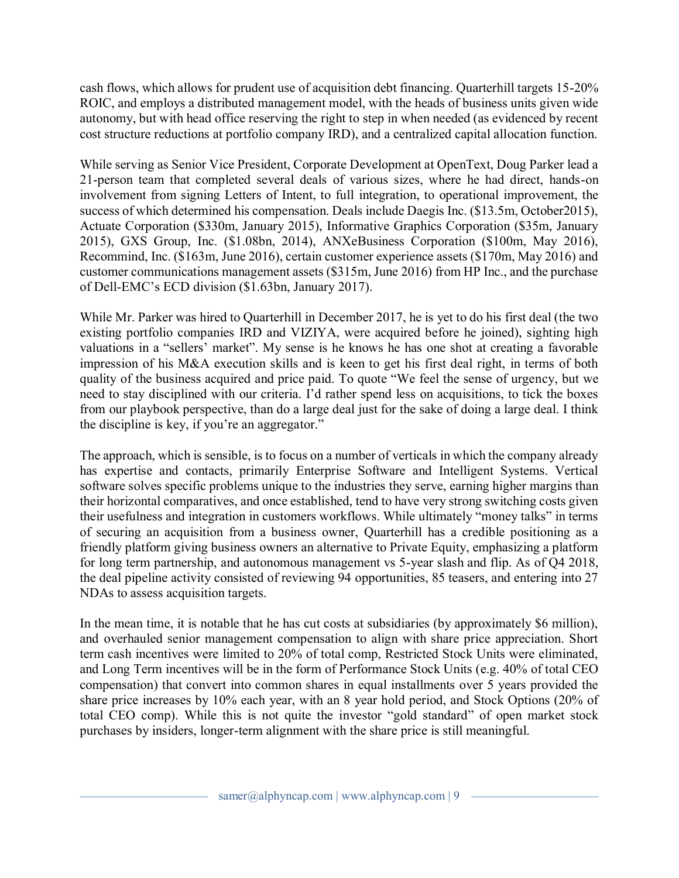cash flows, which allows for prudent use of acquisition debt financing. Quarterhill targets 15-20% ROIC, and employs a distributed management model, with the heads of business units given wide autonomy, but with head office reserving the right to step in when needed (as evidenced by recent cost structure reductions at portfolio company IRD), and a centralized capital allocation function.

While serving as Senior Vice President, Corporate Development at OpenText, Doug Parker lead a 21-person team that completed several deals of various sizes, where he had direct, hands-on involvement from signing Letters of Intent, to full integration, to operational improvement, the success of which determined his compensation. Deals include Daegis Inc. ($13.5m, October2015), Actuate Corporation ($330m, January 2015), Informative Graphics Corporation ($35m, January 2015), GXS Group, Inc. ($1.08bn, 2014), ANXeBusiness Corporation ($100m, May 2016), Recommind, Inc. ($163m, June 2016), certain customer experience assets ($170m, May 2016) and customer communications management assets ($315m, June 2016) from HP Inc., and the purchase of Dell-EMC's ECD division ($1.63bn, January 2017).

While Mr. Parker was hired to Quarterhill in December 2017, he is yet to do his first deal (the two existing portfolio companies IRD and VIZIYA, were acquired before he joined), sighting high valuations in a "sellers' market". My sense is he knows he has one shot at creating a favorable impression of his M&A execution skills and is keen to get his first deal right, in terms of both quality of the business acquired and price paid. To quote "We feel the sense of urgency, but we need to stay disciplined with our criteria. I'd rather spend less on acquisitions, to tick the boxes from our playbook perspective, than do a large deal just for the sake of doing a large deal. I think the discipline is key, if you're an aggregator."

The approach, which is sensible, is to focus on a number of verticals in which the company already has expertise and contacts, primarily Enterprise Software and Intelligent Systems. Vertical software solves specific problems unique to the industries they serve, earning higher margins than their horizontal comparatives, and once established, tend to have very strong switching costs given their usefulness and integration in customers workflows. While ultimately "money talks" in terms of securing an acquisition from a business owner, Quarterhill has a credible positioning as a friendly platform giving business owners an alternative to Private Equity, emphasizing a platform for long term partnership, and autonomous management vs 5-year slash and flip. As of Q4 2018, the deal pipeline activity consisted of reviewing 94 opportunities, 85 teasers, and entering into 27 NDAs to assess acquisition targets.

In the mean time, it is notable that he has cut costs at subsidiaries (by approximately $6 million), and overhauled senior management compensation to align with share price appreciation. Short term cash incentives were limited to 20% of total comp, Restricted Stock Units were eliminated, and Long Term incentives will be in the form of Performance Stock Units (e.g. 40% of total CEO compensation) that convert into common shares in equal installments over 5 years provided the share price increases by 10% each year, with an 8 year hold period, and Stock Options (20% of total CEO comp). While this is not quite the investor "gold standard" of open market stock purchases by insiders, longer-term alignment with the share price is still meaningful.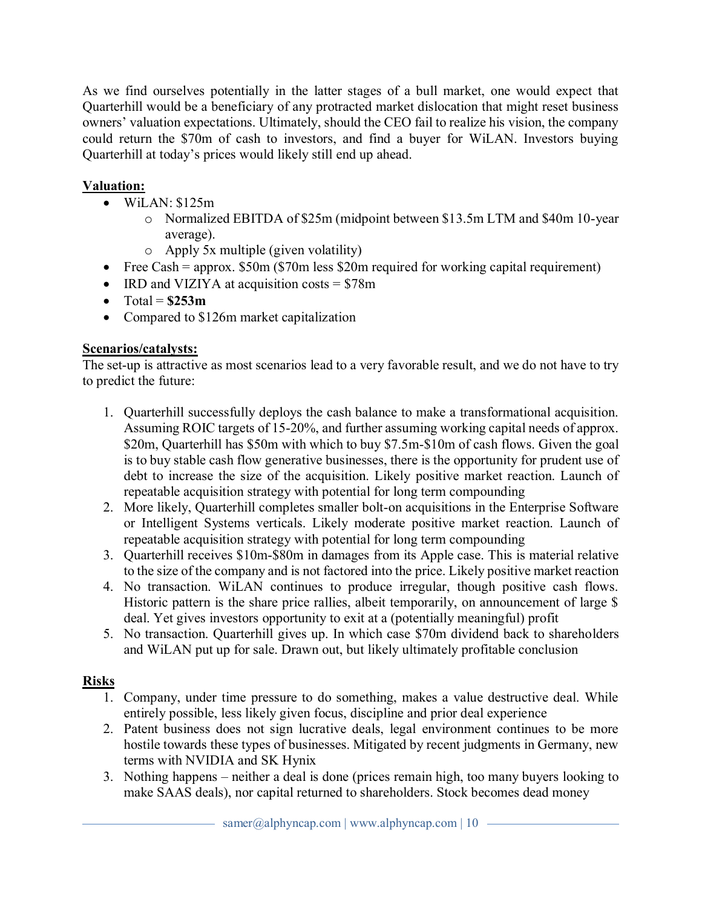As we find ourselves potentially in the latter stages of a bull market, one would expect that Quarterhill would be a beneficiary of any protracted market dislocation that might reset business owners' valuation expectations. Ultimately, should the CEO fail to realize his vision, the company could return the $70m of cash to investors, and find a buyer for WiLAN. Investors buying Quarterhill at today's prices would likely still end up ahead.

**Valuation:**

- WiLAN: $125m
  - Normalized EBITDA of $25m (midpoint between $13.5m LTM and $40m 10-year average).
  - Apply 5x multiple (given volatility)
- Free Cash = approx. $50m ($70m less $20m required for working capital requirement)
- IRD and VIZIYA at acquisition costs = $78m
- Total = **$253m**
- Compared to $126m market capitalization

**Scenarios/catalysts:**

The set-up is attractive as most scenarios lead to a very favorable result, and we do not have to try to predict the future:

1. Quarterhill successfully deploys the cash balance to make a transformational acquisition. Assuming ROIC targets of 15-20%, and further assuming working capital needs of approx. $20m, Quarterhill has $50m with which to buy $7.5m-$10m of cash flows. Given the goal is to buy stable cash flow generative businesses, there is the opportunity for prudent use of debt to increase the size of the acquisition. Likely positive market reaction. Launch of repeatable acquisition strategy with potential for long term compounding
2. More likely, Quarterhill completes smaller bolt-on acquisitions in the Enterprise Software or Intelligent Systems verticals. Likely moderate positive market reaction. Launch of repeatable acquisition strategy with potential for long term compounding
3. Quarterhill receives $10m-$80m in damages from its Apple case. This is material relative to the size of the company and is not factored into the price. Likely positive market reaction
4. No transaction. WiLAN continues to produce irregular, though positive cash flows. Historic pattern is the share price rallies, albeit temporarily, on announcement of large $ deal. Yet gives investors opportunity to exit at a (potentially meaningful) profit
5. No transaction. Quarterhill gives up. In which case $70m dividend back to shareholders and WiLAN put up for sale. Drawn out, but likely ultimately profitable conclusion

**Risks**

1. Company, under time pressure to do something, makes a value destructive deal. While entirely possible, less likely given focus, discipline and prior deal experience
2. Patent business does not sign lucrative deals, legal environment continues to be more hostile towards these types of businesses. Mitigated by recent judgments in Germany, new terms with NVIDIA and SK Hynix
3. Nothing happens – neither a deal is done (prices remain high, too many buyers looking to make SAAS deals), nor capital returned to shareholders. Stock becomes dead money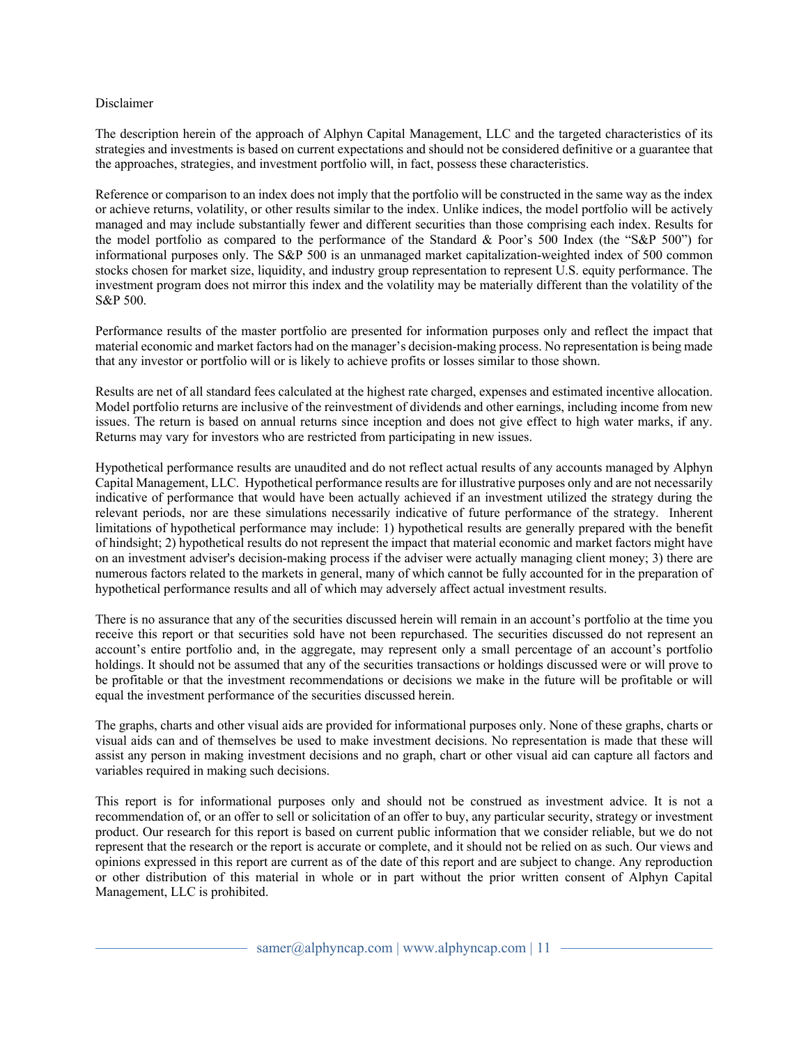Disclaimer

The description herein of the approach of Alphyn Capital Management, LLC and the targeted characteristics of its strategies and investments is based on current expectations and should not be considered definitive or a guarantee that the approaches, strategies, and investment portfolio will, in fact, possess these characteristics.

Reference or comparison to an index does not imply that the portfolio will be constructed in the same way as the index or achieve returns, volatility, or other results similar to the index. Unlike indices, the model portfolio will be actively managed and may include substantially fewer and different securities than those comprising each index. Results for the model portfolio as compared to the performance of the Standard & Poor's 500 Index (the "S&P 500") for informational purposes only. The S&P 500 is an unmanaged market capitalization-weighted index of 500 common stocks chosen for market size, liquidity, and industry group representation to represent U.S. equity performance. The investment program does not mirror this index and the volatility may be materially different than the volatility of the S&P 500.

Performance results of the master portfolio are presented for information purposes only and reflect the impact that material economic and market factors had on the manager's decision-making process. No representation is being made that any investor or portfolio will or is likely to achieve profits or losses similar to those shown.

Results are net of all standard fees calculated at the highest rate charged, expenses and estimated incentive allocation. Model portfolio returns are inclusive of the reinvestment of dividends and other earnings, including income from new issues. The return is based on annual returns since inception and does not give effect to high water marks, if any. Returns may vary for investors who are restricted from participating in new issues.

Hypothetical performance results are unaudited and do not reflect actual results of any accounts managed by Alphyn Capital Management, LLC. Hypothetical performance results are for illustrative purposes only and are not necessarily indicative of performance that would have been actually achieved if an investment utilized the strategy during the relevant periods, nor are these simulations necessarily indicative of future performance of the strategy. Inherent limitations of hypothetical performance may include: 1) hypothetical results are generally prepared with the benefit of hindsight; 2) hypothetical results do not represent the impact that material economic and market factors might have on an investment adviser's decision-making process if the adviser were actually managing client money; 3) there are numerous factors related to the markets in general, many of which cannot be fully accounted for in the preparation of hypothetical performance results and all of which may adversely affect actual investment results.

There is no assurance that any of the securities discussed herein will remain in an account's portfolio at the time you receive this report or that securities sold have not been repurchased. The securities discussed do not represent an account's entire portfolio and, in the aggregate, may represent only a small percentage of an account's portfolio holdings. It should not be assumed that any of the securities transactions or holdings discussed were or will prove to be profitable or that the investment recommendations or decisions we make in the future will be profitable or will equal the investment performance of the securities discussed herein.

The graphs, charts and other visual aids are provided for informational purposes only. None of these graphs, charts or visual aids can and of themselves be used to make investment decisions. No representation is made that these will assist any person in making investment decisions and no graph, chart or other visual aid can capture all factors and variables required in making such decisions.

This report is for informational purposes only and should not be construed as investment advice. It is not a recommendation of, or an offer to sell or solicitation of an offer to buy, any particular security, strategy or investment product. Our research for this report is based on current public information that we consider reliable, but we do not represent that the research or the report is accurate or complete, and it should not be relied on as such. Our views and opinions expressed in this report are current as of the date of this report and are subject to change. Any reproduction or other distribution of this material in whole or in part without the prior written consent of Alphyn Capital Management, LLC is prohibited.